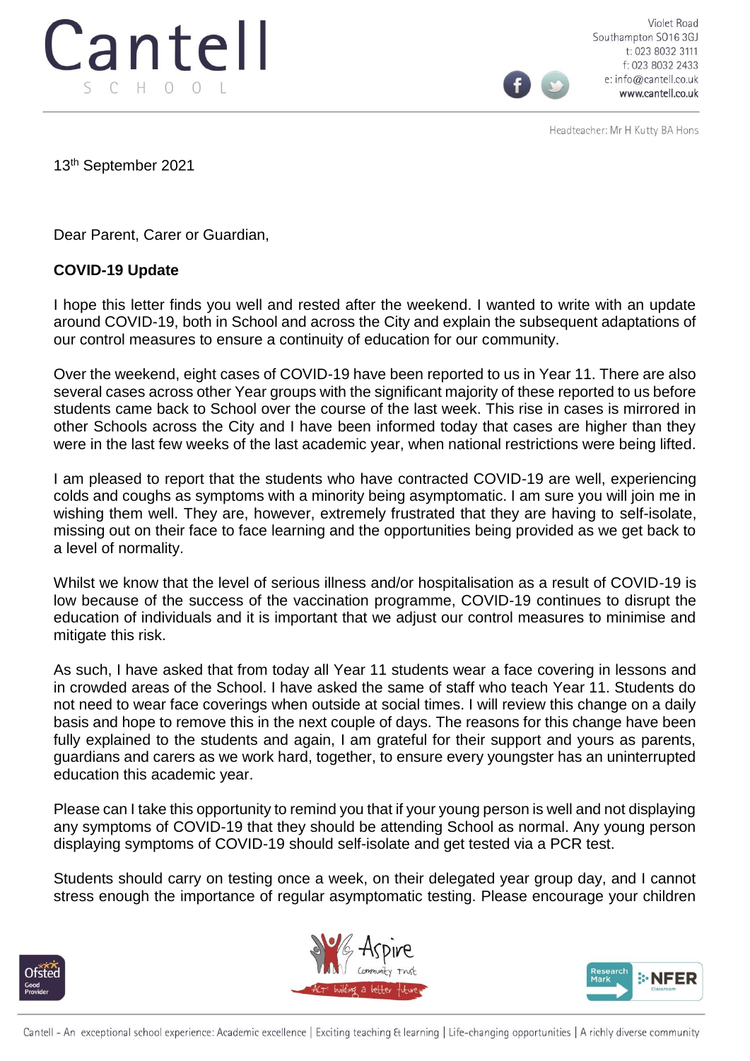# Cantell
SCHOOL

Violet Road
Southampton SO16 3GJ
t: 023 8032 3111
f: 023 8032 2433
e: info@cantell.co.uk
www.cantell.co.uk

Headteacher: Mr H Kutty BA Hons

13th September 2021

Dear Parent, Carer or Guardian,

**COVID-19 Update**

I hope this letter finds you well and rested after the weekend. I wanted to write with an update around COVID-19, both in School and across the City and explain the subsequent adaptations of our control measures to ensure a continuity of education for our community.

Over the weekend, eight cases of COVID-19 have been reported to us in Year 11. There are also several cases across other Year groups with the significant majority of these reported to us before students came back to School over the course of the last week. This rise in cases is mirrored in other Schools across the City and I have been informed today that cases are higher than they were in the last few weeks of the last academic year, when national restrictions were being lifted.

I am pleased to report that the students who have contracted COVID-19 are well, experiencing colds and coughs as symptoms with a minority being asymptomatic. I am sure you will join me in wishing them well. They are, however, extremely frustrated that they are having to self-isolate, missing out on their face to face learning and the opportunities being provided as we get back to a level of normality.

Whilst we know that the level of serious illness and/or hospitalisation as a result of COVID-19 is low because of the success of the vaccination programme, COVID-19 continues to disrupt the education of individuals and it is important that we adjust our control measures to minimise and mitigate this risk.

As such, I have asked that from today all Year 11 students wear a face covering in lessons and in crowded areas of the School. I have asked the same of staff who teach Year 11. Students do not need to wear face coverings when outside at social times. I will review this change on a daily basis and hope to remove this in the next couple of days. The reasons for this change have been fully explained to the students and again, I am grateful for their support and yours as parents, guardians and carers as we work hard, together, to ensure every youngster has an uninterrupted education this academic year.

Please can I take this opportunity to remind you that if your young person is well and not displaying any symptoms of COVID-19 that they should be attending School as normal. Any young person displaying symptoms of COVID-19 should self-isolate and get tested via a PCR test.

Students should carry on testing once a week, on their delegated year group day, and I cannot stress enough the importance of regular asymptomatic testing. Please encourage your children

Cantell - An exceptional school experience: Academic excellence | Exciting teaching & learning | Life-changing opportunities | A richly diverse community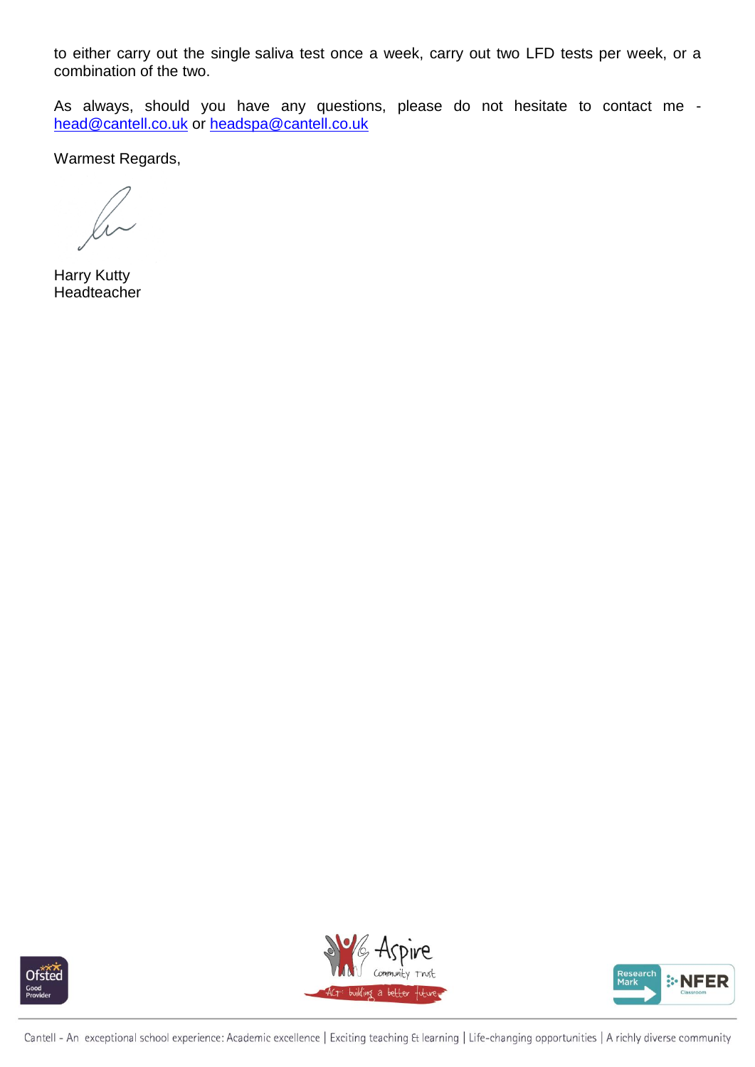to either carry out the single saliva test once a week, carry out two LFD tests per week, or a combination of the two.

As always, should you have any questions, please do not hesitate to contact me - head@cantell.co.uk or headspa@cantell.co.uk

Warmest Regards,

Harry Kutty
Headteacher

Cantell - An exceptional school experience: Academic excellence | Exciting teaching & learning | Life-changing opportunities | A richly diverse community